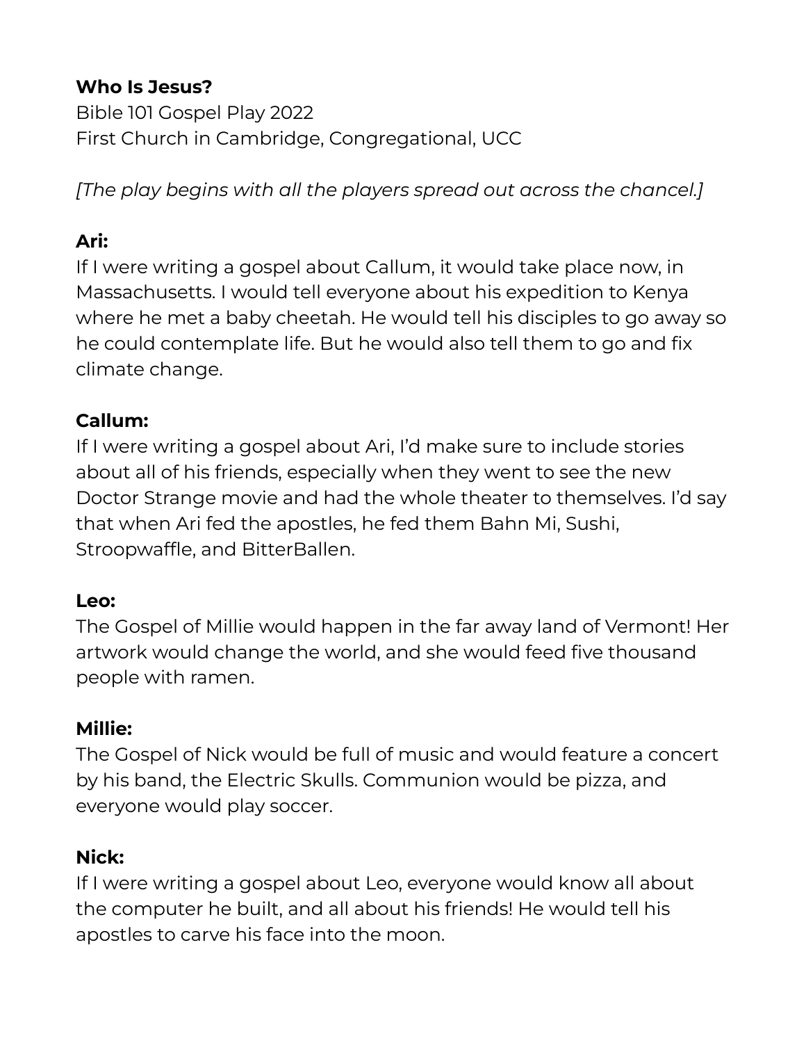**Who Is Jesus?**
Bible 101 Gospel Play 2022
First Church in Cambridge, Congregational, UCC

*[The play begins with all the players spread out across the chancel.]*

**Ari:**
If I were writing a gospel about Callum, it would take place now, in Massachusetts. I would tell everyone about his expedition to Kenya where he met a baby cheetah. He would tell his disciples to go away so he could contemplate life. But he would also tell them to go and fix climate change.

**Callum:**
If I were writing a gospel about Ari, I'd make sure to include stories about all of his friends, especially when they went to see the new Doctor Strange movie and had the whole theater to themselves. I'd say that when Ari fed the apostles, he fed them Bahn Mi, Sushi, Stroopwaffle, and BitterBallen.

**Leo:**
The Gospel of Millie would happen in the far away land of Vermont! Her artwork would change the world, and she would feed five thousand people with ramen.

**Millie:**
The Gospel of Nick would be full of music and would feature a concert by his band, the Electric Skulls. Communion would be pizza, and everyone would play soccer.

**Nick:**
If I were writing a gospel about Leo, everyone would know all about the computer he built, and all about his friends! He would tell his apostles to carve his face into the moon.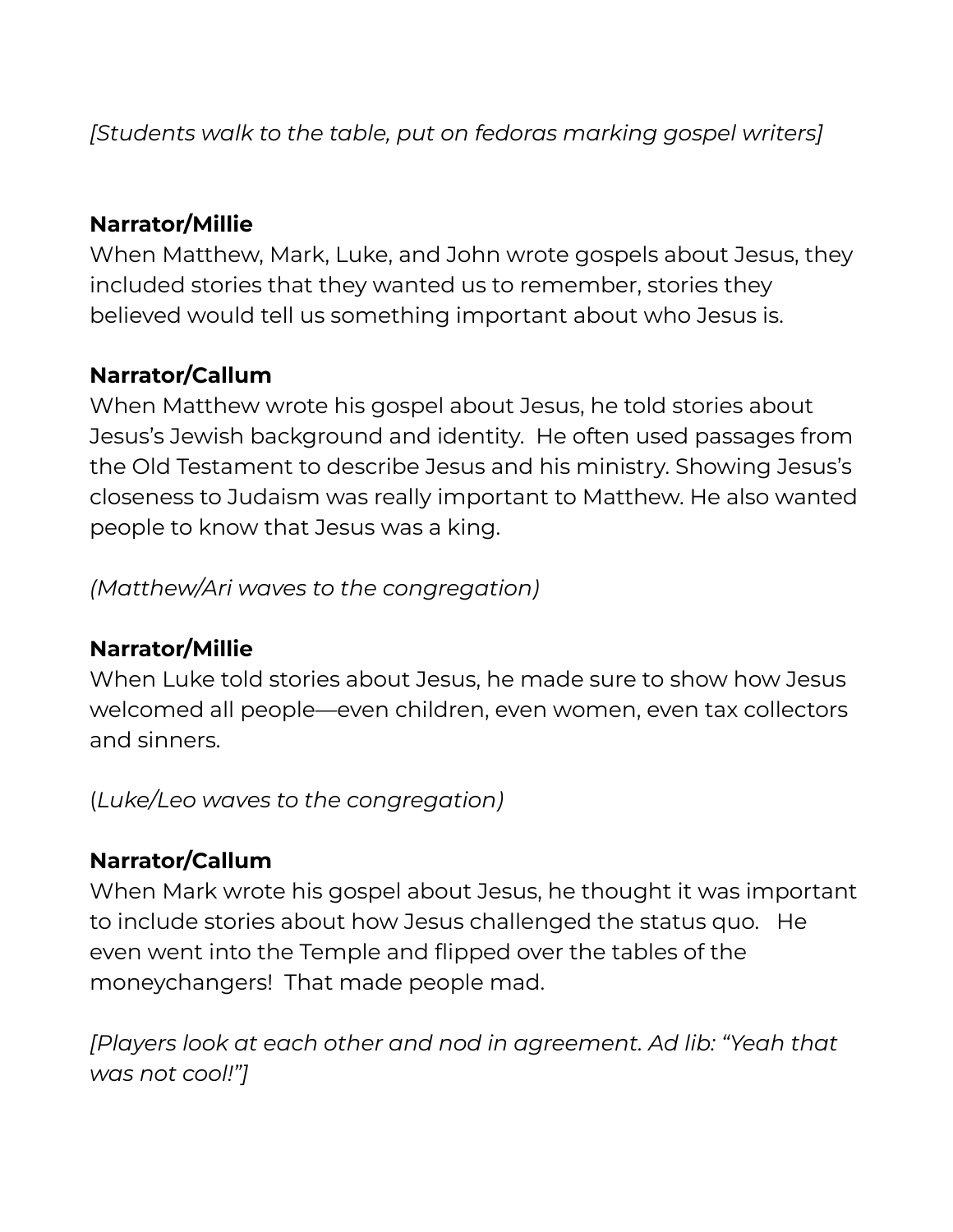*[Students walk to the table, put on fedoras marking gospel writers]*

**Narrator/Millie**
When Matthew, Mark, Luke, and John wrote gospels about Jesus, they included stories that they wanted us to remember, stories they believed would tell us something important about who Jesus is.

**Narrator/Callum**
When Matthew wrote his gospel about Jesus, he told stories about Jesus's Jewish background and identity. He often used passages from the Old Testament to describe Jesus and his ministry. Showing Jesus's closeness to Judaism was really important to Matthew. He also wanted people to know that Jesus was a king.

*(Matthew/Ari waves to the congregation)*

**Narrator/Millie**
When Luke told stories about Jesus, he made sure to show how Jesus welcomed all people—even children, even women, even tax collectors and sinners.

(*Luke/Leo waves to the congregation)*

**Narrator/Callum**
When Mark wrote his gospel about Jesus, he thought it was important to include stories about how Jesus challenged the status quo. He even went into the Temple and flipped over the tables of the moneychangers! That made people mad.

*[Players look at each other and nod in agreement. Ad lib: "Yeah that was not cool!"]*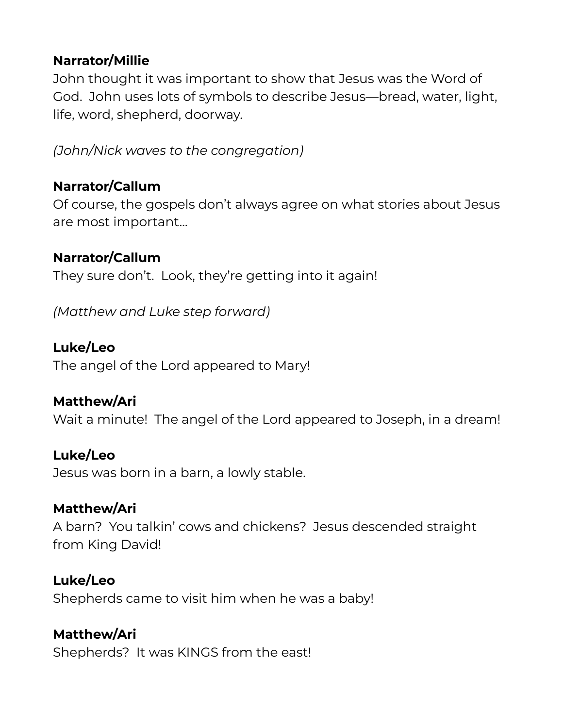**Narrator/Millie**
John thought it was important to show that Jesus was the Word of God. John uses lots of symbols to describe Jesus—bread, water, light, life, word, shepherd, doorway.

*(John/Nick waves to the congregation)*

**Narrator/Callum**
Of course, the gospels don't always agree on what stories about Jesus are most important...

**Narrator/Callum**
They sure don't. Look, they're getting into it again!

*(Matthew and Luke step forward)*

**Luke/Leo**
The angel of the Lord appeared to Mary!

**Matthew/Ari**
Wait a minute! The angel of the Lord appeared to Joseph, in a dream!

**Luke/Leo**
Jesus was born in a barn, a lowly stable.

**Matthew/Ari**
A barn? You talkin' cows and chickens? Jesus descended straight from King David!

**Luke/Leo**
Shepherds came to visit him when he was a baby!

**Matthew/Ari**
Shepherds? It was KINGS from the east!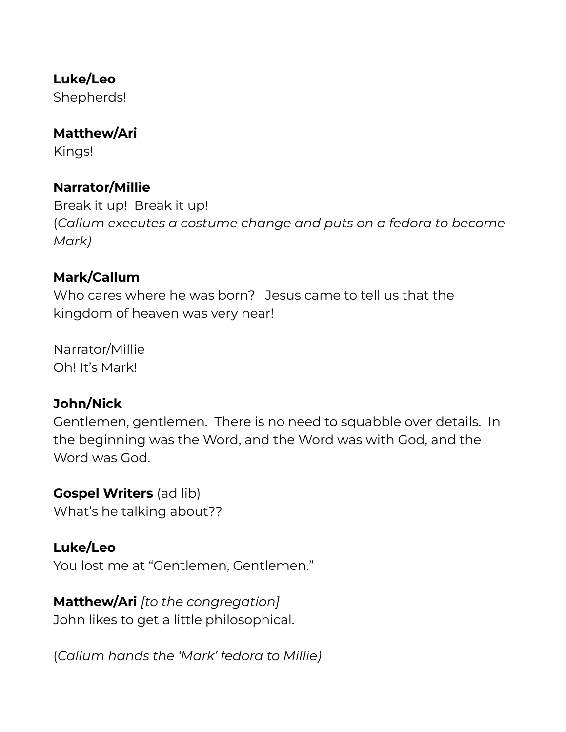**Luke/Leo**
Shepherds!

**Matthew/Ari**
Kings!

**Narrator/Millie**
Break it up! Break it up!
(*Callum executes a costume change and puts on a fedora to become Mark)*

**Mark/Callum**
Who cares where he was born? Jesus came to tell us that the kingdom of heaven was very near!

Narrator/Millie
Oh! It's Mark!

**John/Nick**
Gentlemen, gentlemen. There is no need to squabble over details. In the beginning was the Word, and the Word was with God, and the Word was God.

**Gospel Writers** (ad lib)
What's he talking about??

**Luke/Leo**
You lost me at "Gentlemen, Gentlemen."

**Matthew/Ari** *[to the congregation]*
John likes to get a little philosophical.

(*Callum hands the 'Mark' fedora to Millie)*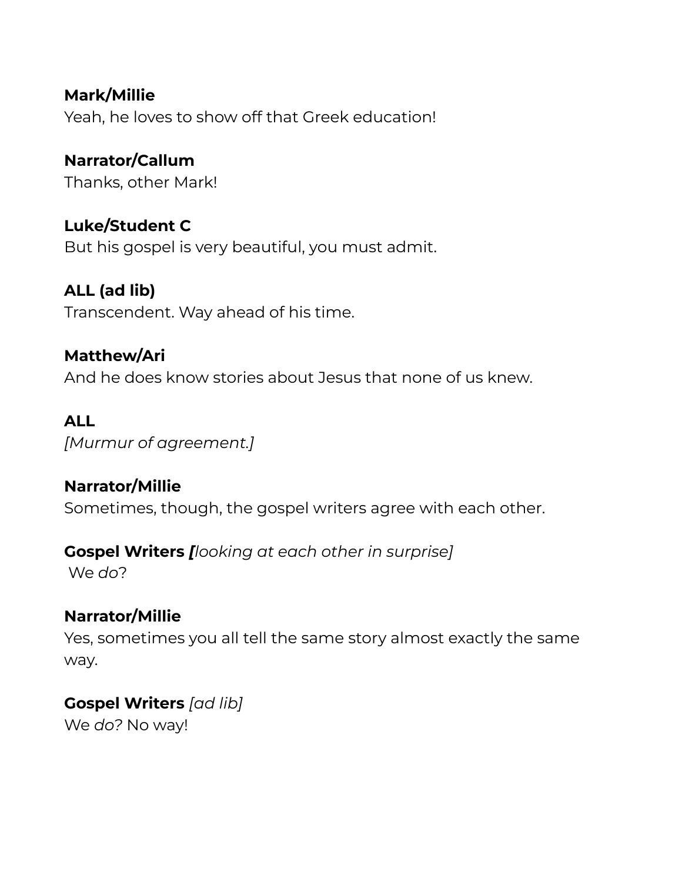**Mark/Millie**
Yeah, he loves to show off that Greek education!

**Narrator/Callum**
Thanks, other Mark!

**Luke/Student C**
But his gospel is very beautiful, you must admit.

**ALL (ad lib)**
Transcendent. Way ahead of his time.

**Matthew/Ari**
And he does know stories about Jesus that none of us knew.

**ALL**
*[Murmur of agreement.]*

**Narrator/Millie**
Sometimes, though, the gospel writers agree with each other.

**Gospel Writers** ***[****looking at each other in surprise]*
We *do*?

**Narrator/Millie**
Yes, sometimes you all tell the same story almost exactly the same way.

**Gospel Writers** *[ad lib]*
We *do?* No way!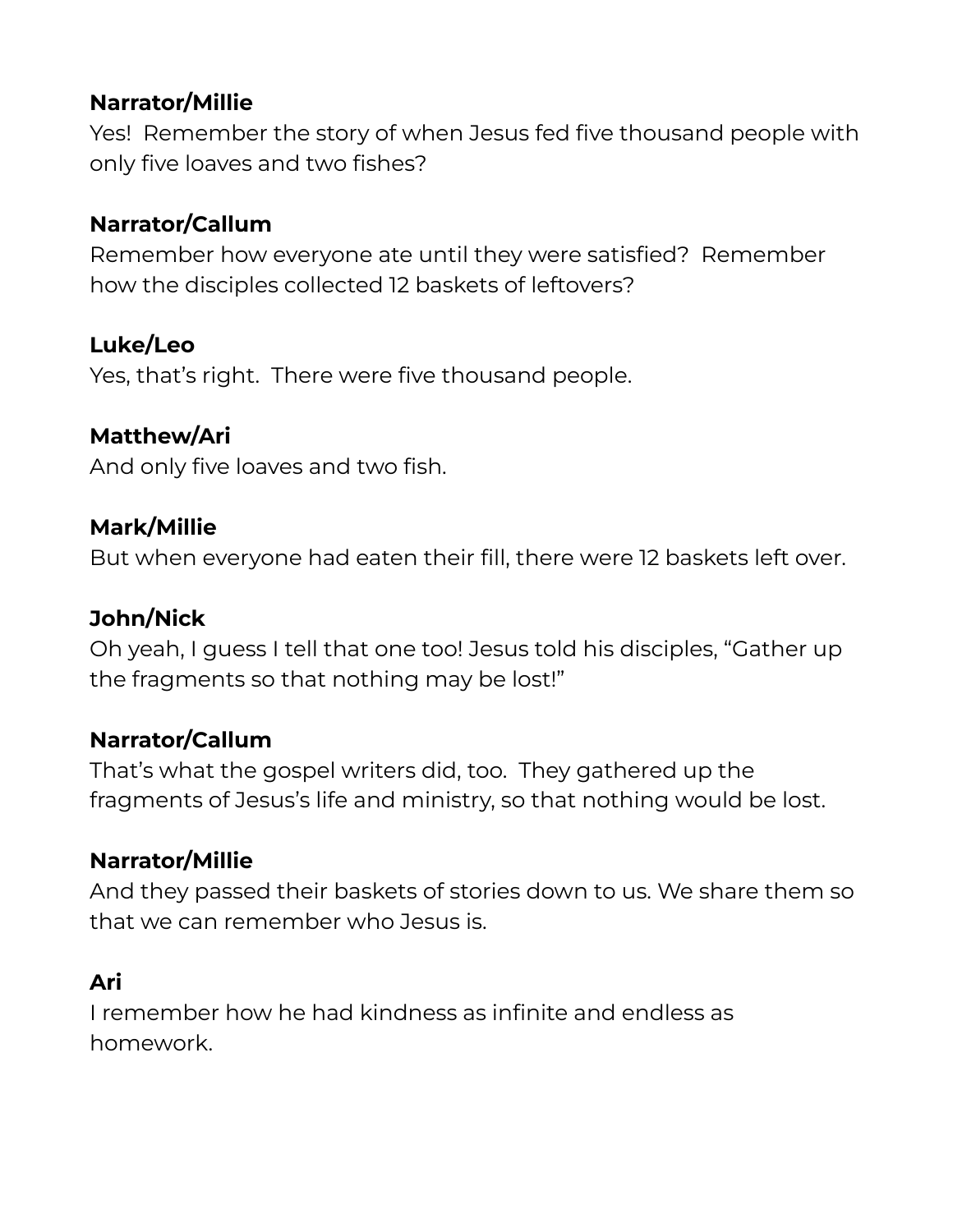**Narrator/Millie**
Yes!  Remember the story of when Jesus fed five thousand people with only five loaves and two fishes?

**Narrator/Callum**
Remember how everyone ate until they were satisfied?  Remember how the disciples collected 12 baskets of leftovers?

**Luke/Leo**
Yes, that's right.  There were five thousand people.

**Matthew/Ari**
And only five loaves and two fish.

**Mark/Millie**
But when everyone had eaten their fill, there were 12 baskets left over.

**John/Nick**
Oh yeah, I guess I tell that one too! Jesus told his disciples, "Gather up the fragments so that nothing may be lost!"

**Narrator/Callum**
That's what the gospel writers did, too.  They gathered up the fragments of Jesus's life and ministry, so that nothing would be lost.

**Narrator/Millie**
And they passed their baskets of stories down to us. We share them so that we can remember who Jesus is.

**Ari**
I remember how he had kindness as infinite and endless as homework.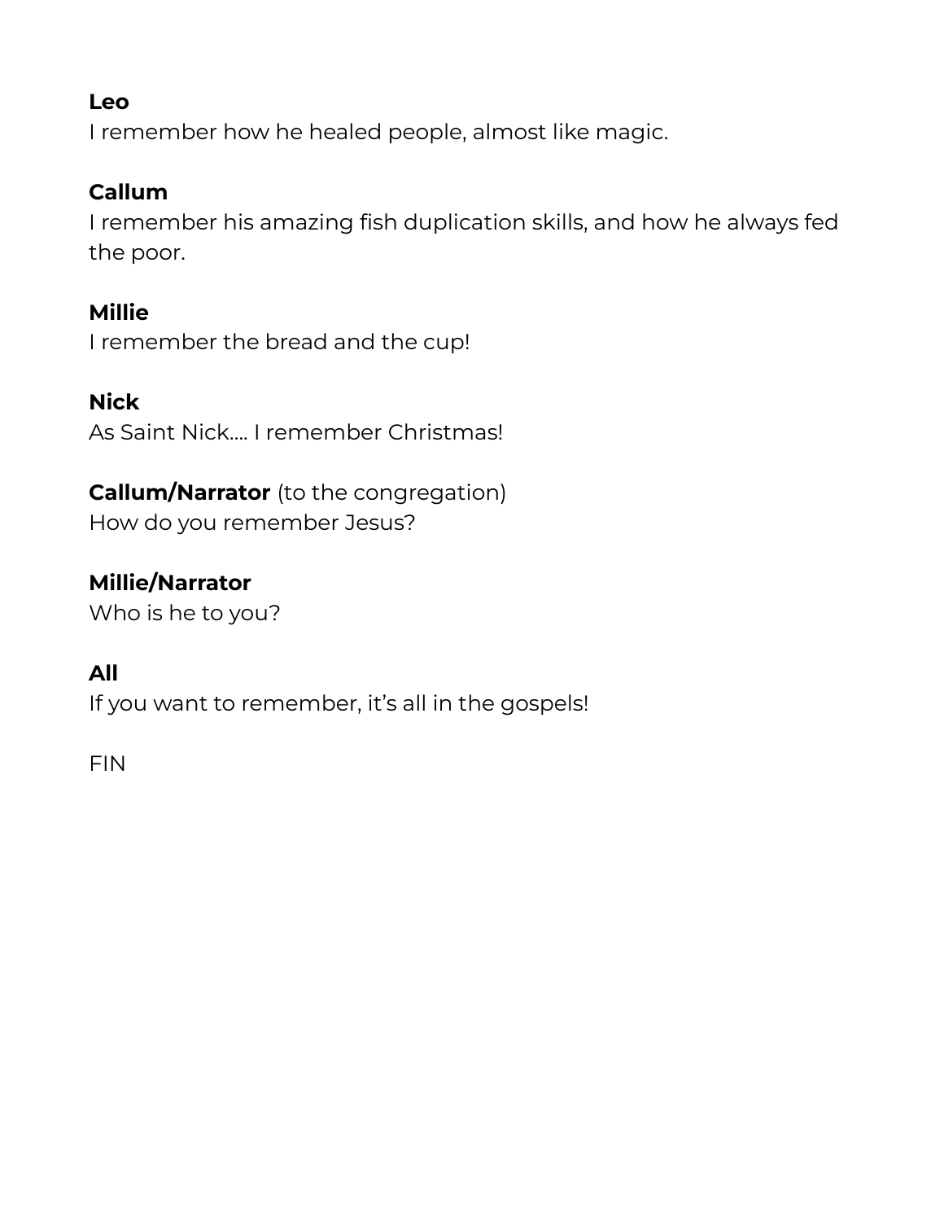**Leo**
I remember how he healed people, almost like magic.

**Callum**
I remember his amazing fish duplication skills, and how he always fed the poor.

**Millie**
I remember the bread and the cup!

**Nick**
As Saint Nick…. I remember Christmas!

**Callum/Narrator** (to the congregation)
How do you remember Jesus?

**Millie/Narrator**
Who is he to you?

**All**
If you want to remember, it's all in the gospels!

FIN